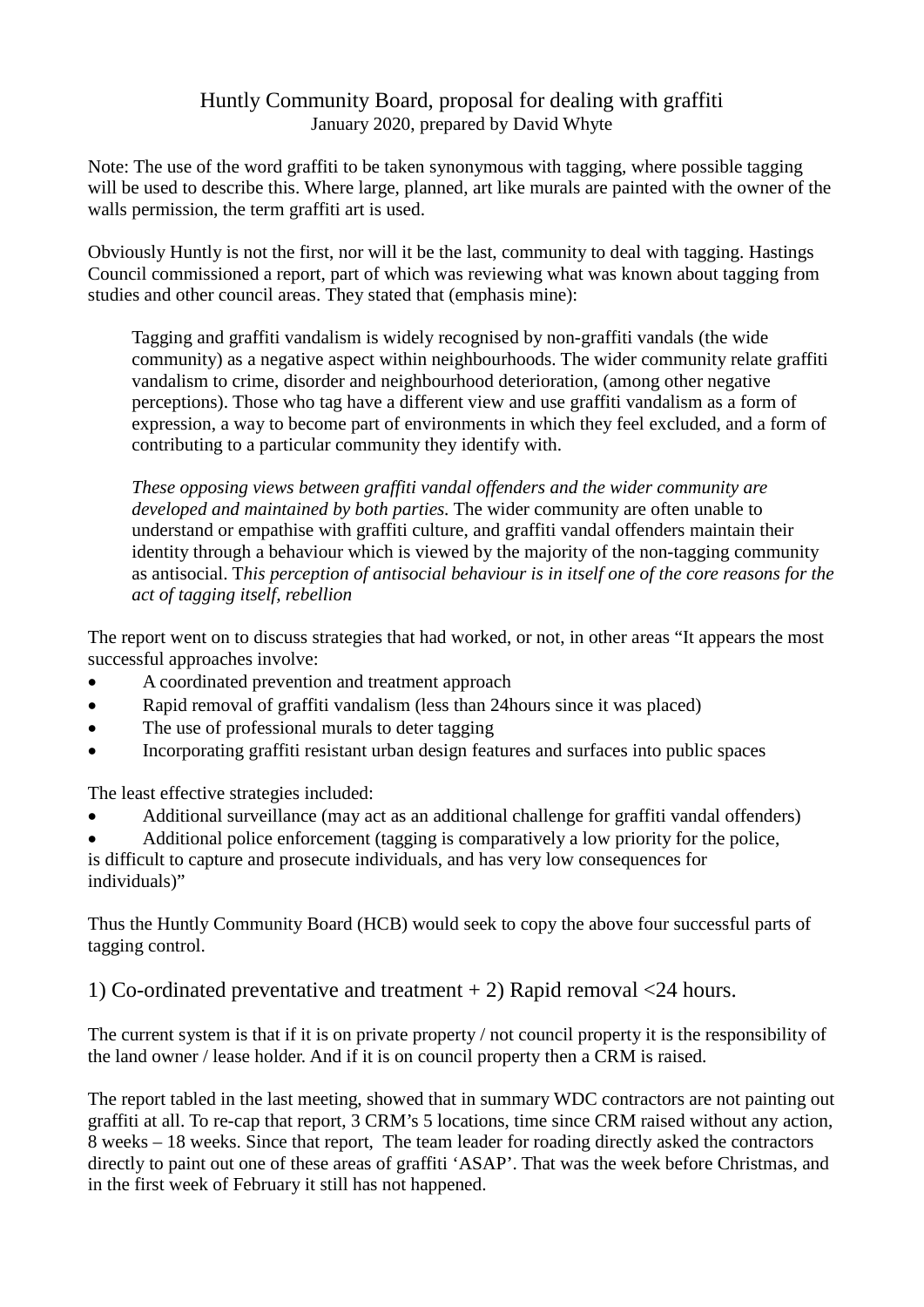# Huntly Community Board, proposal for dealing with graffiti

January 2020, prepared by David Whyte

Note: The use of the word graffiti to be taken synonymous with tagging, where possible tagging will be used to describe this. Where large, planned, art like murals are painted with the owner of the walls permission, the term graffiti art is used.

Obviously Huntly is not the first, nor will it be the last, community to deal with tagging. Hastings Council commissioned a report, part of which was reviewing what was known about tagging from studies and other council areas. They stated that (emphasis mine):

> Tagging and graffiti vandalism is widely recognised by non-graffiti vandals (the wide community) as a negative aspect within neighbourhoods. The wider community relate graffiti vandalism to crime, disorder and neighbourhood deterioration, (among other negative perceptions). Those who tag have a different view and use graffiti vandalism as a form of expression, a way to become part of environments in which they feel excluded, and a form of contributing to a particular community they identify with.
>
> *These opposing views between graffiti vandal offenders and the wider community are developed and maintained by both parties.* The wider community are often unable to understand or empathise with graffiti culture, and graffiti vandal offenders maintain their identity through a behaviour which is viewed by the majority of the non-tagging community as antisocial. T*his perception of antisocial behaviour is in itself one of the core reasons for the act of tagging itself, rebellion*

The report went on to discuss strategies that had worked, or not, in other areas "It appears the most successful approaches involve:

- A coordinated prevention and treatment approach
- Rapid removal of graffiti vandalism (less than 24hours since it was placed)
- The use of professional murals to deter tagging
- Incorporating graffiti resistant urban design features and surfaces into public spaces

The least effective strategies included:

- Additional surveillance (may act as an additional challenge for graffiti vandal offenders)
- Additional police enforcement (tagging is comparatively a low priority for the police, is difficult to capture and prosecute individuals, and has very low consequences for individuals)"

Thus the Huntly Community Board (HCB) would seek to copy the above four successful parts of tagging control.

## 1) Co-ordinated preventative and treatment + 2) Rapid removal <24 hours.

The current system is that if it is on private property / not council property it is the responsibility of the land owner / lease holder. And if it is on council property then a CRM is raised.

The report tabled in the last meeting, showed that in summary WDC contractors are not painting out graffiti at all. To re-cap that report, 3 CRM's 5 locations, time since CRM raised without any action, 8 weeks – 18 weeks. Since that report, The team leader for roading directly asked the contractors directly to paint out one of these areas of graffiti 'ASAP'. That was the week before Christmas, and in the first week of February it still has not happened.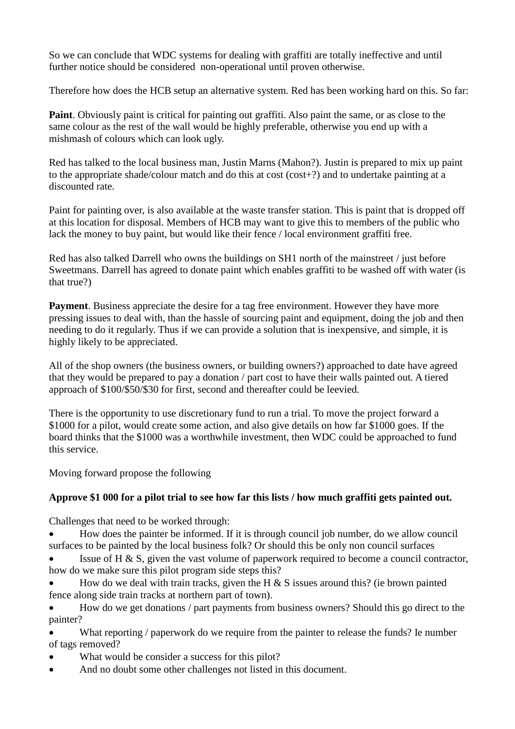So we can conclude that WDC systems for dealing with graffiti are totally ineffective and until further notice should be considered non-operational until proven otherwise.

Therefore how does the HCB setup an alternative system. Red has been working hard on this. So far:

**Paint**. Obviously paint is critical for painting out graffiti. Also paint the same, or as close to the same colour as the rest of the wall would be highly preferable, otherwise you end up with a mishmash of colours which can look ugly.

Red has talked to the local business man, Justin Marns (Mahon?). Justin is prepared to mix up paint to the appropriate shade/colour match and do this at cost (cost+?) and to undertake painting at a discounted rate.

Paint for painting over, is also available at the waste transfer station. This is paint that is dropped off at this location for disposal. Members of HCB may want to give this to members of the public who lack the money to buy paint, but would like their fence / local environment graffiti free.

Red has also talked Darrell who owns the buildings on SH1 north of the mainstreet / just before Sweetmans. Darrell has agreed to donate paint which enables graffiti to be washed off with water (is that true?)

**Payment**. Business appreciate the desire for a tag free environment. However they have more pressing issues to deal with, than the hassle of sourcing paint and equipment, doing the job and then needing to do it regularly. Thus if we can provide a solution that is inexpensive, and simple, it is highly likely to be appreciated.

All of the shop owners (the business owners, or building owners?) approached to date have agreed that they would be prepared to pay a donation / part cost to have their walls painted out. A tiered approach of $100/$50/$30 for first, second and thereafter could be leevied.

There is the opportunity to use discretionary fund to run a trial. To move the project forward a $1000 for a pilot, would create some action, and also give details on how far $1000 goes. If the board thinks that the $1000 was a worthwhile investment, then WDC could be approached to fund this service.

Moving forward propose the following

**Approve $1 000 for a pilot trial to see how far this lists / how much graffiti gets painted out.**

Challenges that need to be worked through:

- How does the painter be informed. If it is through council job number, do we allow council surfaces to be painted by the local business folk? Or should this be only non council surfaces
- Issue of H & S, given the vast volume of paperwork required to become a council contractor, how do we make sure this pilot program side steps this?
- How do we deal with train tracks, given the H & S issues around this? (ie brown painted fence along side train tracks at northern part of town).
- How do we get donations / part payments from business owners? Should this go direct to the painter?
- What reporting / paperwork do we require from the painter to release the funds? Ie number of tags removed?
- What would be consider a success for this pilot?
- And no doubt some other challenges not listed in this document.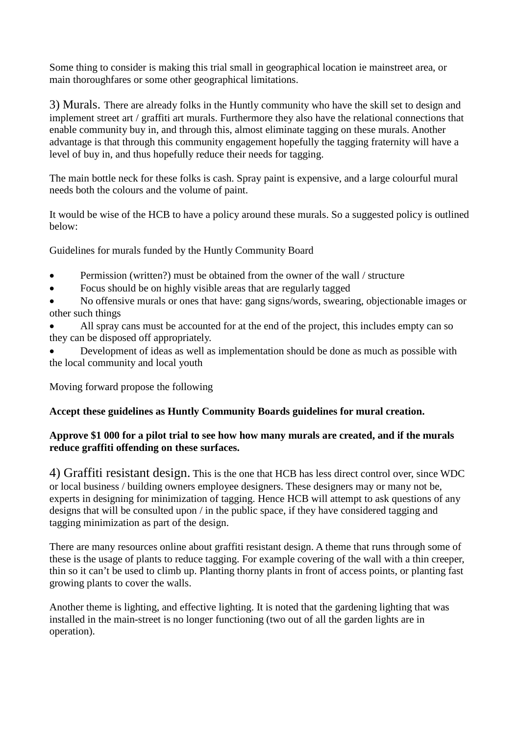Some thing to consider is making this trial small in geographical location ie mainstreet area, or main thoroughfares or some other geographical limitations.

3) Murals. There are already folks in the Huntly community who have the skill set to design and implement street art / graffiti art murals. Furthermore they also have the relational connections that enable community buy in, and through this, almost eliminate tagging on these murals. Another advantage is that through this community engagement hopefully the tagging fraternity will have a level of buy in, and thus hopefully reduce their needs for tagging.

The main bottle neck for these folks is cash. Spray paint is expensive, and a large colourful mural needs both the colours and the volume of paint.

It would be wise of the HCB to have a policy around these murals. So a suggested policy is outlined below:

Guidelines for murals funded by the Huntly Community Board

- Permission (written?) must be obtained from the owner of the wall / structure
- Focus should be on highly visible areas that are regularly tagged
- No offensive murals or ones that have: gang signs/words, swearing, objectionable images or other such things
- All spray cans must be accounted for at the end of the project, this includes empty can so they can be disposed off appropriately.
- Development of ideas as well as implementation should be done as much as possible with the local community and local youth

Moving forward propose the following

**Accept these guidelines as Huntly Community Boards guidelines for mural creation.**

**Approve $1 000 for a pilot trial to see how how many murals are created, and if the murals reduce graffiti offending on these surfaces.**

4) Graffiti resistant design. This is the one that HCB has less direct control over, since WDC or local business / building owners employee designers. These designers may or many not be, experts in designing for minimization of tagging. Hence HCB will attempt to ask questions of any designs that will be consulted upon / in the public space, if they have considered tagging and tagging minimization as part of the design.

There are many resources online about graffiti resistant design. A theme that runs through some of these is the usage of plants to reduce tagging. For example covering of the wall with a thin creeper, thin so it can't be used to climb up. Planting thorny plants in front of access points, or planting fast growing plants to cover the walls.

Another theme is lighting, and effective lighting. It is noted that the gardening lighting that was installed in the main-street is no longer functioning (two out of all the garden lights are in operation).